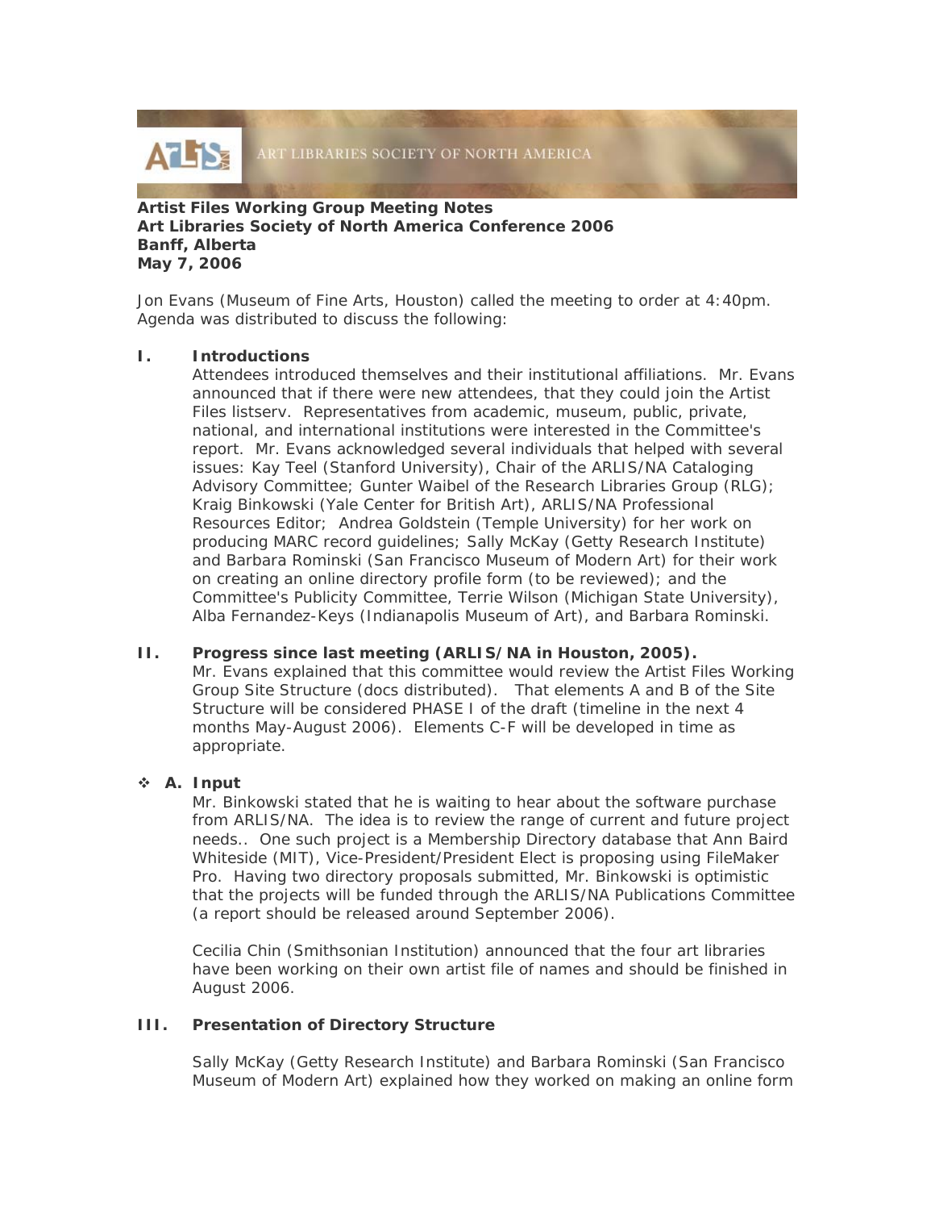ART LIBRARIES SOCIETY OF NORTH AMERICA

**Artist Files Working Group Meeting Notes**
**Art Libraries Society of North America Conference 2006**
**Banff, Alberta**
**May 7, 2006**

Jon Evans (Museum of Fine Arts, Houston) called the meeting to order at 4:40pm. Agenda was distributed to discuss the following:

**I. Introductions**

Attendees introduced themselves and their institutional affiliations. Mr. Evans announced that if there were new attendees, that they could join the Artist Files listserv. Representatives from academic, museum, public, private, national, and international institutions were interested in the Committee's report. Mr. Evans acknowledged several individuals that helped with several issues: Kay Teel (Stanford University), Chair of the ARLIS/NA Cataloging Advisory Committee; Gunter Waibel of the Research Libraries Group (RLG); Kraig Binkowski (Yale Center for British Art), ARLIS/NA Professional Resources Editor; Andrea Goldstein (Temple University) for her work on producing MARC record guidelines; Sally McKay (Getty Research Institute) and Barbara Rominski (San Francisco Museum of Modern Art) for their work on creating an online directory profile form (to be reviewed); and the Committee's Publicity Committee, Terrie Wilson (Michigan State University), Alba Fernandez-Keys (Indianapolis Museum of Art), and Barbara Rominski.

**II. Progress since last meeting (ARLIS/NA in Houston, 2005).**

Mr. Evans explained that this committee would review the Artist Files Working Group Site Structure (docs distributed). That elements A and B of the Site Structure will be considered PHASE I of the draft (timeline in the next 4 months May-August 2006). Elements C-F will be developed in time as appropriate.

- **A. Input**

Mr. Binkowski stated that he is waiting to hear about the software purchase from ARLIS/NA. The idea is to review the range of current and future project needs.. One such project is a Membership Directory database that Ann Baird Whiteside (MIT), Vice-President/President Elect is proposing using FileMaker Pro. Having two directory proposals submitted, Mr. Binkowski is optimistic that the projects will be funded through the ARLIS/NA Publications Committee (a report should be released around September 2006).

Cecilia Chin (Smithsonian Institution) announced that the four art libraries have been working on their own artist file of names and should be finished in August 2006.

**III. Presentation of Directory Structure**

Sally McKay (Getty Research Institute) and Barbara Rominski (San Francisco Museum of Modern Art) explained how they worked on making an online form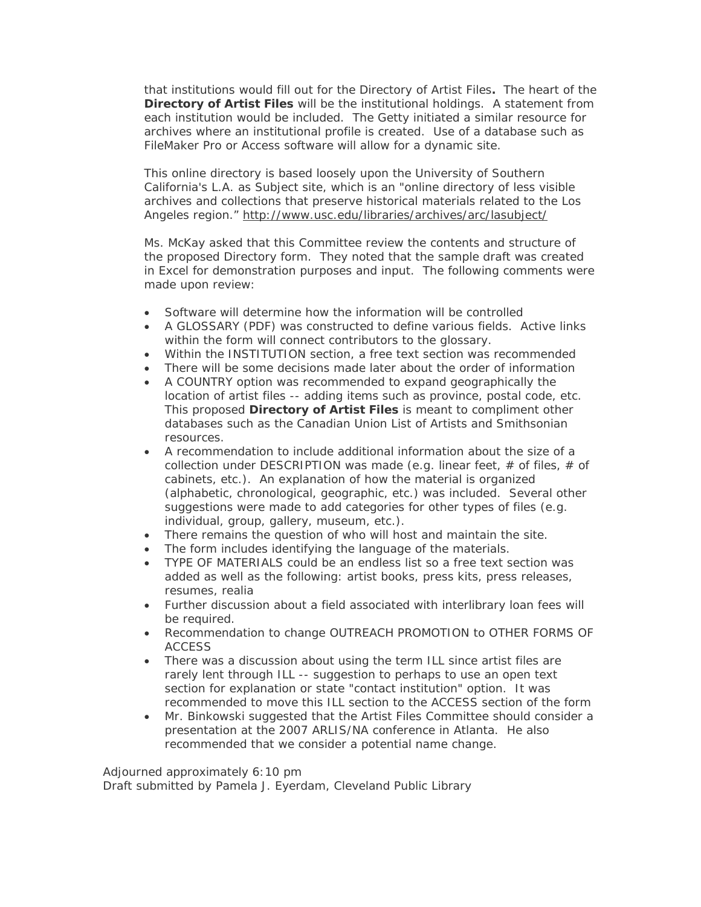that institutions would fill out for the Directory of Artist Files**.** The heart of the **Directory of Artist Files** will be the institutional holdings. A statement from each institution would be included. The Getty initiated a similar resource for archives where an institutional profile is created. Use of a database such as FileMaker Pro or Access software will allow for a dynamic site.

This online directory is based loosely upon the University of Southern California's L.A. as Subject site, which is an "online directory of less visible archives and collections that preserve historical materials related to the Los Angeles region." http://www.usc.edu/libraries/archives/arc/lasubject/

Ms. McKay asked that this Committee review the contents and structure of the proposed Directory form. They noted that the sample draft was created in Excel for demonstration purposes and input. The following comments were made upon review:

- Software will determine how the information will be controlled
- A GLOSSARY (PDF) was constructed to define various fields. Active links within the form will connect contributors to the glossary.
- Within the INSTITUTION section, a free text section was recommended
- There will be some decisions made later about the order of information
- A COUNTRY option was recommended to expand geographically the location of artist files -- adding items such as province, postal code, etc. This proposed **Directory of Artist Files** is meant to compliment other databases such as the Canadian Union List of Artists and Smithsonian resources.
- A recommendation to include additional information about the size of a collection under DESCRIPTION was made (e.g. linear feet, # of files, # of cabinets, etc.). An explanation of how the material is organized (alphabetic, chronological, geographic, etc.) was included. Several other suggestions were made to add categories for other types of files (e.g. individual, group, gallery, museum, etc.).
- There remains the question of who will host and maintain the site.
- The form includes identifying the language of the materials.
- TYPE OF MATERIALS could be an endless list so a free text section was added as well as the following: artist books, press kits, press releases, resumes, realia
- Further discussion about a field associated with interlibrary loan fees will be required.
- Recommendation to change OUTREACH PROMOTION to OTHER FORMS OF ACCESS
- There was a discussion about using the term ILL since artist files are rarely lent through ILL -- suggestion to perhaps to use an open text section for explanation or state "contact institution" option. It was recommended to move this ILL section to the ACCESS section of the form
- Mr. Binkowski suggested that the Artist Files Committee should consider a presentation at the 2007 ARLIS/NA conference in Atlanta. He also recommended that we consider a potential name change.

Adjourned approximately 6:10 pm
Draft submitted by Pamela J. Eyerdam, Cleveland Public Library